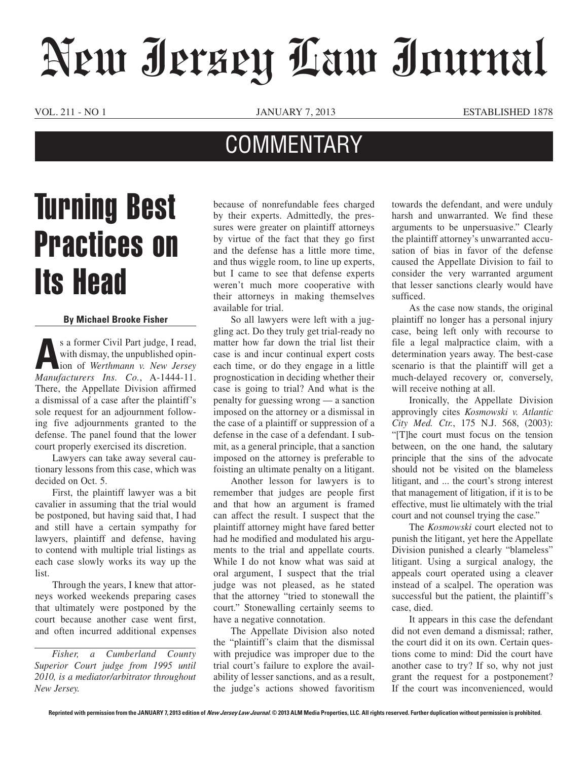# New Jersey Law Journal

VOL. 211 - NO 1 JANUARY 7, 2013 ESTABLISHED 1878

## COMMENTARY

# Turning Best Practices on Its Head

**By Michael Brooke Fisher**

As a former Civil Part judge, I read, with dismay, the unpublished opinion of *Werthmann v. New Jersey Manufacturers Ins. Co.*, A-1444-11. There, the Appellate Division affirmed a dismissal of a case after the plaintiff's sole request for an adjournment following five adjournments granted to the defense. The panel found that the lower court properly exercised its discretion.

Lawyers can take away several cautionary lessons from this case, which was decided on Oct. 5.

First, the plaintiff lawyer was a bit cavalier in assuming that the trial would be postponed, but having said that, I had and still have a certain sympathy for lawyers, plaintiff and defense, having to contend with multiple trial listings as each case slowly works its way up the list.

Through the years, I knew that attorneys worked weekends preparing cases that ultimately were postponed by the court because another case went first, and often incurred additional expenses because of nonrefundable fees charged by their experts. Admittedly, the pressures were greater on plaintiff attorneys by virtue of the fact that they go first and the defense has a little more time, and thus wiggle room, to line up experts, but I came to see that defense experts weren't much more cooperative with their attorneys in making themselves available for trial.

So all lawyers were left with a juggling act. Do they truly get trial-ready no matter how far down the trial list their case is and incur continual expert costs each time, or do they engage in a little prognostication in deciding whether their case is going to trial? And what is the penalty for guessing wrong — a sanction imposed on the attorney or a dismissal in the case of a plaintiff or suppression of a defense in the case of a defendant. I submit, as a general principle, that a sanction imposed on the attorney is preferable to foisting an ultimate penalty on a litigant.

Another lesson for lawyers is to remember that judges are people first and that how an argument is framed can affect the result. I suspect that the plaintiff attorney might have fared better had he modified and modulated his arguments to the trial and appellate courts. While I do not know what was said at oral argument, I suspect that the trial judge was not pleased, as he stated that the attorney "tried to stonewall the court." Stonewalling certainly seems to have a negative connotation.

The Appellate Division also noted the "plaintiff's claim that the dismissal with prejudice was improper due to the trial court's failure to explore the availability of lesser sanctions, and as a result, the judge's actions showed favoritism towards the defendant, and were unduly harsh and unwarranted. We find these arguments to be unpersuasive." Clearly the plaintiff attorney's unwarranted accusation of bias in favor of the defense caused the Appellate Division to fail to consider the very warranted argument that lesser sanctions clearly would have sufficed.

As the case now stands, the original plaintiff no longer has a personal injury case, being left only with recourse to file a legal malpractice claim, with a determination years away. The best-case scenario is that the plaintiff will get a much-delayed recovery or, conversely, will receive nothing at all.

Ironically, the Appellate Division approvingly cites *Kosmowski v. Atlantic City Med. Ctr.*, 175 N.J. 568, (2003): "[T]he court must focus on the tension between, on the one hand, the salutary principle that the sins of the advocate should not be visited on the blameless litigant, and ... the court's strong interest that management of litigation, if it is to be effective, must lie ultimately with the trial court and not counsel trying the case."

The *Kosmowski* court elected not to punish the litigant, yet here the Appellate Division punished a clearly "blameless" litigant. Using a surgical analogy, the appeals court operated using a cleaver instead of a scalpel. The operation was successful but the patient, the plaintiff's case, died.

It appears in this case the defendant did not even demand a dismissal; rather, the court did it on its own. Certain questions come to mind: Did the court have another case to try? If so, why not just grant the request for a postponement? If the court was inconvenienced, would

*Fisher, a Cumberland County Superior Court judge from 1995 until 2010, is a mediator/arbitrator throughout New Jersey.*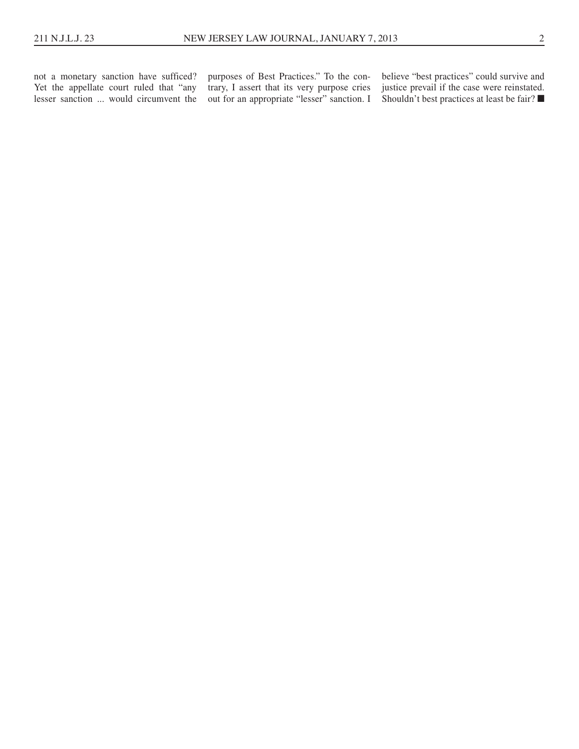not a monetary sanction have sufficed? Yet the appellate court ruled that "any lesser sanction ... would circumvent the purposes of Best Practices." To the contrary, I assert that its very purpose cries out for an appropriate "lesser" sanction. I believe "best practices" could survive and justice prevail if the case were reinstated. Shouldn't best practices at least be fair? ■